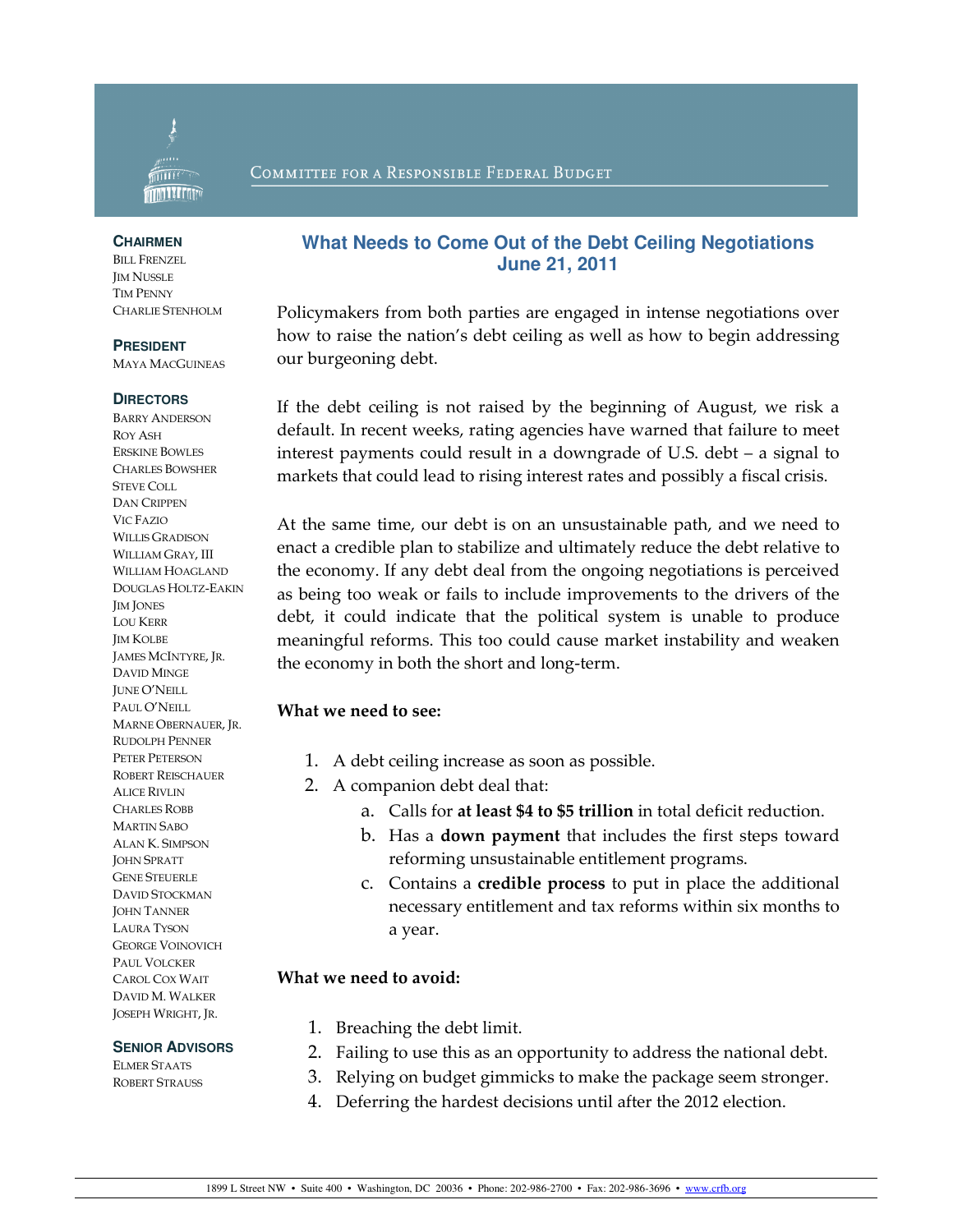COMMITTEE FOR A RESPONSIBLE FEDERAL BUDGET

**CHAIRMEN**
BILL FRENZEL
JIM NUSSLE
TIM PENNY
CHARLIE STENHOLM

**PRESIDENT**
MAYA MACGUINEAS

**DIRECTORS**
BARRY ANDERSON
ROY ASH
ERSKINE BOWLES
CHARLES BOWSHER
STEVE COLL
DAN CRIPPEN
VIC FAZIO
WILLIS GRADISON
WILLIAM GRAY, III
WILLIAM HOAGLAND
DOUGLAS HOLTZ-EAKIN
JIM JONES
LOU KERR
JIM KOLBE
JAMES MCINTYRE, JR.
DAVID MINGE
JUNE O'NEILL
PAUL O'NEILL
MARNE OBERNAUER, JR.
RUDOLPH PENNER
PETER PETERSON
ROBERT REISCHAUER
ALICE RIVLIN
CHARLES ROBB
MARTIN SABO
ALAN K. SIMPSON
JOHN SPRATT
GENE STEUERLE
DAVID STOCKMAN
JOHN TANNER
LAURA TYSON
GEORGE VOINOVICH
PAUL VOLCKER
CAROL COX WAIT
DAVID M. WALKER
JOSEPH WRIGHT, JR.

**SENIOR ADVISORS**
ELMER STAATS
ROBERT STRAUSS

# What Needs to Come Out of the Debt Ceiling Negotiations
## June 21, 2011

Policymakers from both parties are engaged in intense negotiations over how to raise the nation's debt ceiling as well as how to begin addressing our burgeoning debt.

If the debt ceiling is not raised by the beginning of August, we risk a default. In recent weeks, rating agencies have warned that failure to meet interest payments could result in a downgrade of U.S. debt – a signal to markets that could lead to rising interest rates and possibly a fiscal crisis.

At the same time, our debt is on an unsustainable path, and we need to enact a credible plan to stabilize and ultimately reduce the debt relative to the economy. If any debt deal from the ongoing negotiations is perceived as being too weak or fails to include improvements to the drivers of the debt, it could indicate that the political system is unable to produce meaningful reforms. This too could cause market instability and weaken the economy in both the short and long-term.

**What we need to see:**

1. A debt ceiling increase as soon as possible.
2. A companion debt deal that:
   a. Calls for **at least $4 to $5 trillion** in total deficit reduction.
   b. Has a **down payment** that includes the first steps toward reforming unsustainable entitlement programs.
   c. Contains a **credible process** to put in place the additional necessary entitlement and tax reforms within six months to a year.

**What we need to avoid:**

1. Breaching the debt limit.
2. Failing to use this as an opportunity to address the national debt.
3. Relying on budget gimmicks to make the package seem stronger.
4. Deferring the hardest decisions until after the 2012 election.

1899 L Street NW • Suite 400 • Washington, DC 20036 • Phone: 202-986-2700 • Fax: 202-986-3696 • www.crfb.org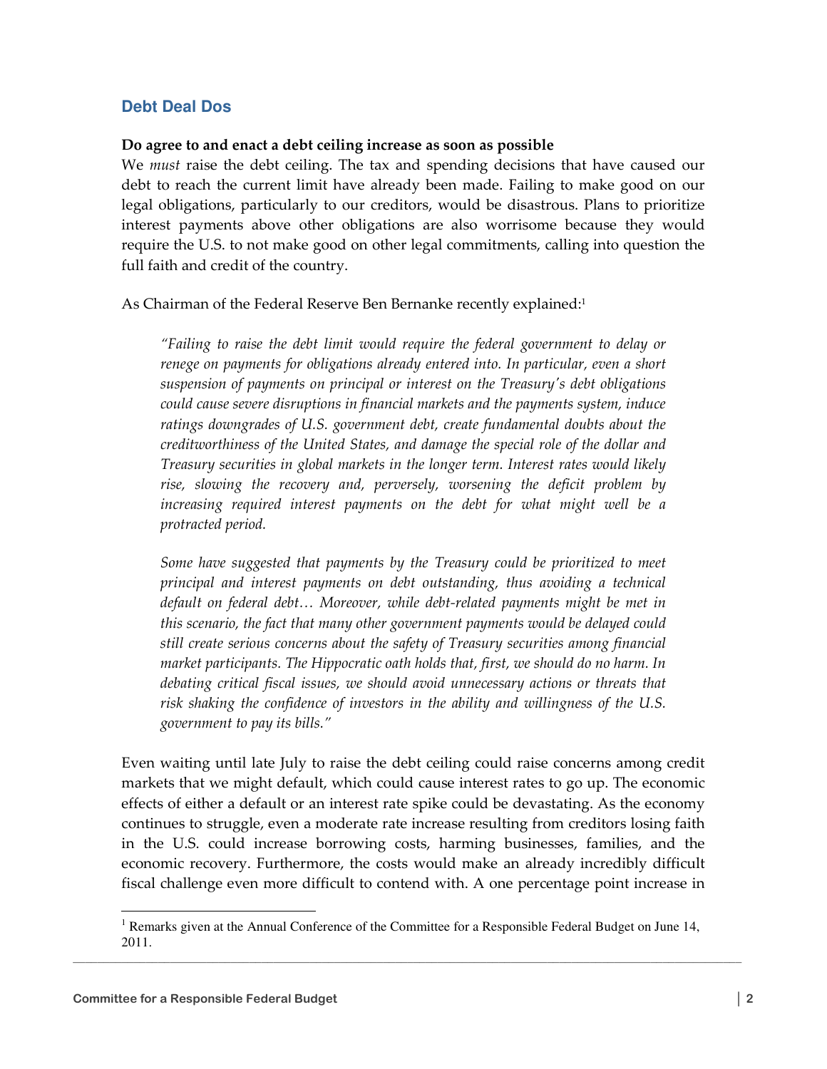## Debt Deal Dos

**Do agree to and enact a debt ceiling increase as soon as possible**

We *must* raise the debt ceiling. The tax and spending decisions that have caused our debt to reach the current limit have already been made. Failing to make good on our legal obligations, particularly to our creditors, would be disastrous. Plans to prioritize interest payments above other obligations are also worrisome because they would require the U.S. to not make good on other legal commitments, calling into question the full faith and credit of the country.

As Chairman of the Federal Reserve Ben Bernanke recently explained:[1]

> *"Failing to raise the debt limit would require the federal government to delay or renege on payments for obligations already entered into. In particular, even a short suspension of payments on principal or interest on the Treasury's debt obligations could cause severe disruptions in financial markets and the payments system, induce ratings downgrades of U.S. government debt, create fundamental doubts about the creditworthiness of the United States, and damage the special role of the dollar and Treasury securities in global markets in the longer term. Interest rates would likely rise, slowing the recovery and, perversely, worsening the deficit problem by increasing required interest payments on the debt for what might well be a protracted period.*
>
> *Some have suggested that payments by the Treasury could be prioritized to meet principal and interest payments on debt outstanding, thus avoiding a technical default on federal debt… Moreover, while debt-related payments might be met in this scenario, the fact that many other government payments would be delayed could still create serious concerns about the safety of Treasury securities among financial market participants. The Hippocratic oath holds that, first, we should do no harm. In debating critical fiscal issues, we should avoid unnecessary actions or threats that risk shaking the confidence of investors in the ability and willingness of the U.S. government to pay its bills."*

Even waiting until late July to raise the debt ceiling could raise concerns among credit markets that we might default, which could cause interest rates to go up. The economic effects of either a default or an interest rate spike could be devastating. As the economy continues to struggle, even a moderate rate increase resulting from creditors losing faith in the U.S. could increase borrowing costs, harming businesses, families, and the economic recovery. Furthermore, the costs would make an already incredibly difficult fiscal challenge even more difficult to contend with. A one percentage point increase in

[1] Remarks given at the Annual Conference of the Committee for a Responsible Federal Budget on June 14, 2011.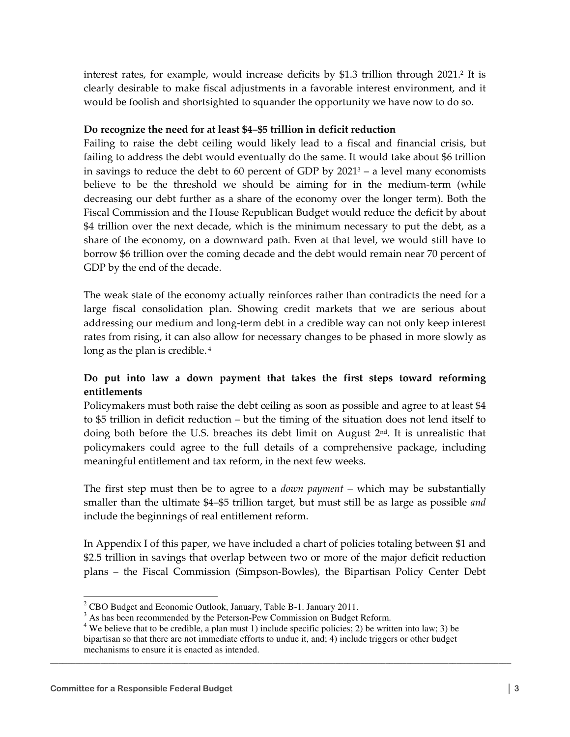interest rates, for example, would increase deficits by $1.3 trillion through 2021.[2] It is clearly desirable to make fiscal adjustments in a favorable interest environment, and it would be foolish and shortsighted to squander the opportunity we have now to do so.

**Do recognize the need for at least $4–$5 trillion in deficit reduction**

Failing to raise the debt ceiling would likely lead to a fiscal and financial crisis, but failing to address the debt would eventually do the same. It would take about $6 trillion in savings to reduce the debt to 60 percent of GDP by 2021[3] – a level many economists believe to be the threshold we should be aiming for in the medium-term (while decreasing our debt further as a share of the economy over the longer term). Both the Fiscal Commission and the House Republican Budget would reduce the deficit by about $4 trillion over the next decade, which is the minimum necessary to put the debt, as a share of the economy, on a downward path. Even at that level, we would still have to borrow $6 trillion over the coming decade and the debt would remain near 70 percent of GDP by the end of the decade.

The weak state of the economy actually reinforces rather than contradicts the need for a large fiscal consolidation plan. Showing credit markets that we are serious about addressing our medium and long-term debt in a credible way can not only keep interest rates from rising, it can also allow for necessary changes to be phased in more slowly as long as the plan is credible.[4]

**Do put into law a down payment that takes the first steps toward reforming entitlements**

Policymakers must both raise the debt ceiling as soon as possible and agree to at least $4 to $5 trillion in deficit reduction – but the timing of the situation does not lend itself to doing both before the U.S. breaches its debt limit on August 2nd. It is unrealistic that policymakers could agree to the full details of a comprehensive package, including meaningful entitlement and tax reform, in the next few weeks.

The first step must then be to agree to a *down payment* – which may be substantially smaller than the ultimate $4–$5 trillion target, but must still be as large as possible *and* include the beginnings of real entitlement reform.

In Appendix I of this paper, we have included a chart of policies totaling between $1 and $2.5 trillion in savings that overlap between two or more of the major deficit reduction plans – the Fiscal Commission (Simpson-Bowles), the Bipartisan Policy Center Debt

---

[2] CBO Budget and Economic Outlook, January, Table B-1. January 2011.

[3] As has been recommended by the Peterson-Pew Commission on Budget Reform.

[4] We believe that to be credible, a plan must 1) include specific policies; 2) be written into law; 3) be bipartisan so that there are not immediate efforts to undue it, and; 4) include triggers or other budget mechanisms to ensure it is enacted as intended.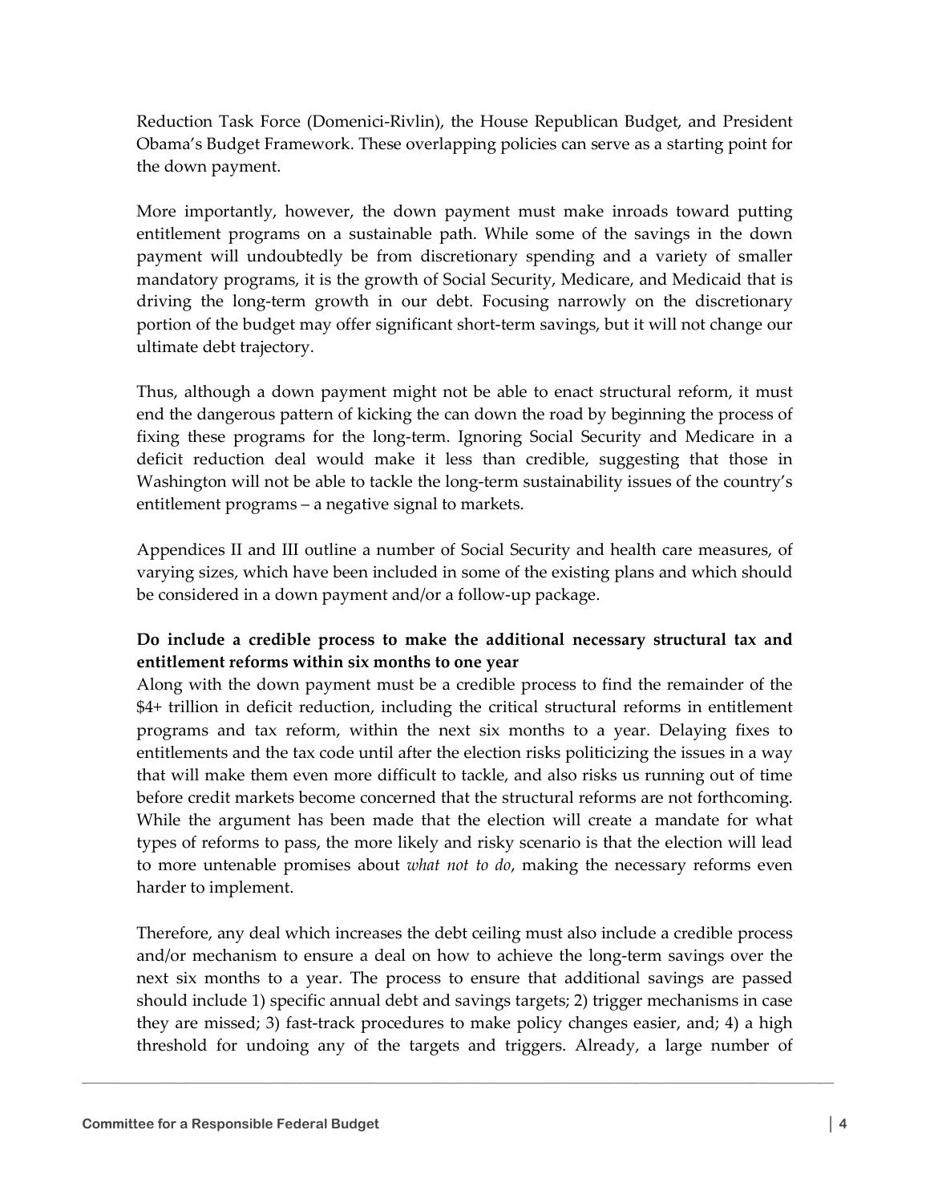Reduction Task Force (Domenici-Rivlin), the House Republican Budget, and President Obama's Budget Framework. These overlapping policies can serve as a starting point for the down payment.

More importantly, however, the down payment must make inroads toward putting entitlement programs on a sustainable path. While some of the savings in the down payment will undoubtedly be from discretionary spending and a variety of smaller mandatory programs, it is the growth of Social Security, Medicare, and Medicaid that is driving the long-term growth in our debt. Focusing narrowly on the discretionary portion of the budget may offer significant short-term savings, but it will not change our ultimate debt trajectory.

Thus, although a down payment might not be able to enact structural reform, it must end the dangerous pattern of kicking the can down the road by beginning the process of fixing these programs for the long-term. Ignoring Social Security and Medicare in a deficit reduction deal would make it less than credible, suggesting that those in Washington will not be able to tackle the long-term sustainability issues of the country's entitlement programs – a negative signal to markets.

Appendices II and III outline a number of Social Security and health care measures, of varying sizes, which have been included in some of the existing plans and which should be considered in a down payment and/or a follow-up package.

**Do include a credible process to make the additional necessary structural tax and entitlement reforms within six months to one year**

Along with the down payment must be a credible process to find the remainder of the $4+ trillion in deficit reduction, including the critical structural reforms in entitlement programs and tax reform, within the next six months to a year. Delaying fixes to entitlements and the tax code until after the election risks politicizing the issues in a way that will make them even more difficult to tackle, and also risks us running out of time before credit markets become concerned that the structural reforms are not forthcoming. While the argument has been made that the election will create a mandate for what types of reforms to pass, the more likely and risky scenario is that the election will lead to more untenable promises about *what not to do*, making the necessary reforms even harder to implement.

Therefore, any deal which increases the debt ceiling must also include a credible process and/or mechanism to ensure a deal on how to achieve the long-term savings over the next six months to a year. The process to ensure that additional savings are passed should include 1) specific annual debt and savings targets; 2) trigger mechanisms in case they are missed; 3) fast-track procedures to make policy changes easier, and; 4) a high threshold for undoing any of the targets and triggers. Already, a large number of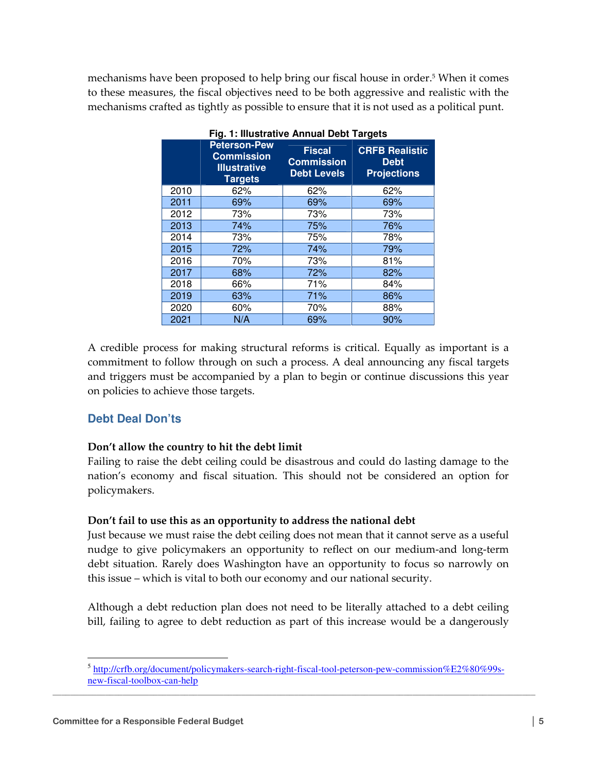mechanisms have been proposed to help bring our fiscal house in order.[5] When it comes to these measures, the fiscal objectives need to be both aggressive and realistic with the mechanisms crafted as tightly as possible to ensure that it is not used as a political punt.

**Fig. 1: Illustrative Annual Debt Targets**

| | Peterson-Pew Commission Illustrative Targets | Fiscal Commission Debt Levels | CRFB Realistic Debt Projections |
|---|---|---|---|
| 2010 | 62% | 62% | 62% |
| 2011 | 69% | 69% | 69% |
| 2012 | 73% | 73% | 73% |
| 2013 | 74% | 75% | 76% |
| 2014 | 73% | 75% | 78% |
| 2015 | 72% | 74% | 79% |
| 2016 | 70% | 73% | 81% |
| 2017 | 68% | 72% | 82% |
| 2018 | 66% | 71% | 84% |
| 2019 | 63% | 71% | 86% |
| 2020 | 60% | 70% | 88% |
| 2021 | N/A | 69% | 90% |

A credible process for making structural reforms is critical. Equally as important is a commitment to follow through on such a process. A deal announcing any fiscal targets and triggers must be accompanied by a plan to begin or continue discussions this year on policies to achieve those targets.

## Debt Deal Don'ts

**Don't allow the country to hit the debt limit**
Failing to raise the debt ceiling could be disastrous and could do lasting damage to the nation's economy and fiscal situation. This should not be considered an option for policymakers.

**Don't fail to use this as an opportunity to address the national debt**
Just because we must raise the debt ceiling does not mean that it cannot serve as a useful nudge to give policymakers an opportunity to reflect on our medium-and long-term debt situation. Rarely does Washington have an opportunity to focus so narrowly on this issue – which is vital to both our economy and our national security.

Although a debt reduction plan does not need to be literally attached to a debt ceiling bill, failing to agree to debt reduction as part of this increase would be a dangerously

[5] http://crfb.org/document/policymakers-search-right-fiscal-tool-peterson-pew-commission%E2%80%99s-new-fiscal-toolbox-can-help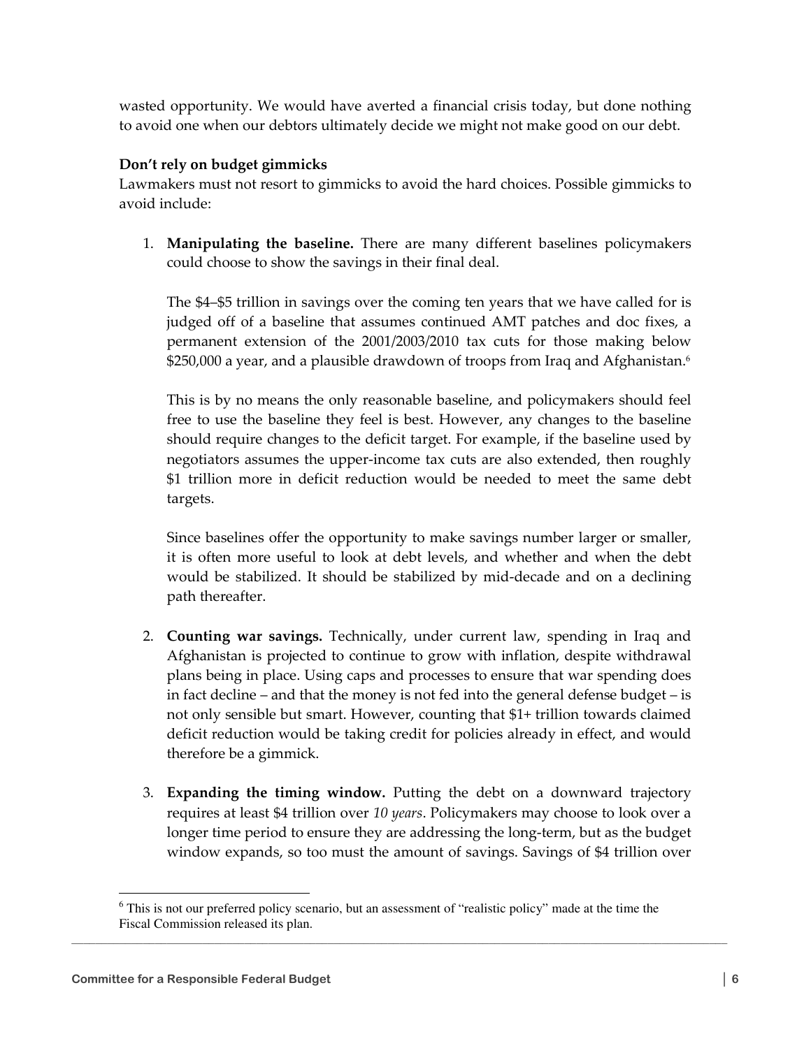wasted opportunity. We would have averted a financial crisis today, but done nothing to avoid one when our debtors ultimately decide we might not make good on our debt.

**Don't rely on budget gimmicks**

Lawmakers must not resort to gimmicks to avoid the hard choices. Possible gimmicks to avoid include:

1. **Manipulating the baseline.** There are many different baselines policymakers could choose to show the savings in their final deal.

   The $4–$5 trillion in savings over the coming ten years that we have called for is judged off of a baseline that assumes continued AMT patches and doc fixes, a permanent extension of the 2001/2003/2010 tax cuts for those making below $250,000 a year, and a plausible drawdown of troops from Iraq and Afghanistan.[6]

   This is by no means the only reasonable baseline, and policymakers should feel free to use the baseline they feel is best. However, any changes to the baseline should require changes to the deficit target. For example, if the baseline used by negotiators assumes the upper-income tax cuts are also extended, then roughly $1 trillion more in deficit reduction would be needed to meet the same debt targets.

   Since baselines offer the opportunity to make savings number larger or smaller, it is often more useful to look at debt levels, and whether and when the debt would be stabilized. It should be stabilized by mid-decade and on a declining path thereafter.

2. **Counting war savings.** Technically, under current law, spending in Iraq and Afghanistan is projected to continue to grow with inflation, despite withdrawal plans being in place. Using caps and processes to ensure that war spending does in fact decline – and that the money is not fed into the general defense budget – is not only sensible but smart. However, counting that $1+ trillion towards claimed deficit reduction would be taking credit for policies already in effect, and would therefore be a gimmick.

3. **Expanding the timing window.** Putting the debt on a downward trajectory requires at least $4 trillion over *10 years*. Policymakers may choose to look over a longer time period to ensure they are addressing the long-term, but as the budget window expands, so too must the amount of savings. Savings of $4 trillion over

[6] This is not our preferred policy scenario, but an assessment of "realistic policy" made at the time the Fiscal Commission released its plan.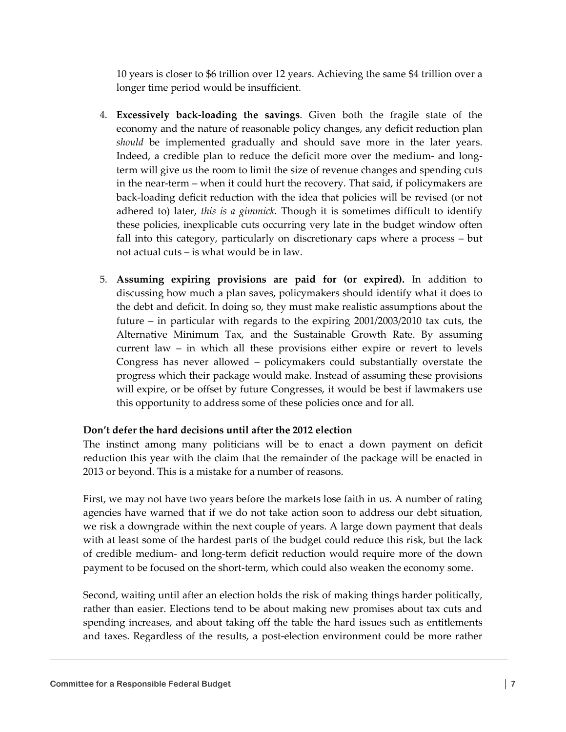10 years is closer to $6 trillion over 12 years. Achieving the same $4 trillion over a longer time period would be insufficient.

4. **Excessively back-loading the savings**. Given both the fragile state of the economy and the nature of reasonable policy changes, any deficit reduction plan *should* be implemented gradually and should save more in the later years. Indeed, a credible plan to reduce the deficit more over the medium- and long-term will give us the room to limit the size of revenue changes and spending cuts in the near-term – when it could hurt the recovery. That said, if policymakers are back-loading deficit reduction with the idea that policies will be revised (or not adhered to) later, *this is a gimmick.* Though it is sometimes difficult to identify these policies, inexplicable cuts occurring very late in the budget window often fall into this category, particularly on discretionary caps where a process – but not actual cuts – is what would be in law.

5. **Assuming expiring provisions are paid for (or expired).** In addition to discussing how much a plan saves, policymakers should identify what it does to the debt and deficit. In doing so, they must make realistic assumptions about the future – in particular with regards to the expiring 2001/2003/2010 tax cuts, the Alternative Minimum Tax, and the Sustainable Growth Rate. By assuming current law – in which all these provisions either expire or revert to levels Congress has never allowed – policymakers could substantially overstate the progress which their package would make. Instead of assuming these provisions will expire, or be offset by future Congresses, it would be best if lawmakers use this opportunity to address some of these policies once and for all.

**Don't defer the hard decisions until after the 2012 election**

The instinct among many politicians will be to enact a down payment on deficit reduction this year with the claim that the remainder of the package will be enacted in 2013 or beyond. This is a mistake for a number of reasons.

First, we may not have two years before the markets lose faith in us. A number of rating agencies have warned that if we do not take action soon to address our debt situation, we risk a downgrade within the next couple of years. A large down payment that deals with at least some of the hardest parts of the budget could reduce this risk, but the lack of credible medium- and long-term deficit reduction would require more of the down payment to be focused on the short-term, which could also weaken the economy some.

Second, waiting until after an election holds the risk of making things harder politically, rather than easier. Elections tend to be about making new promises about tax cuts and spending increases, and about taking off the table the hard issues such as entitlements and taxes. Regardless of the results, a post-election environment could be more rather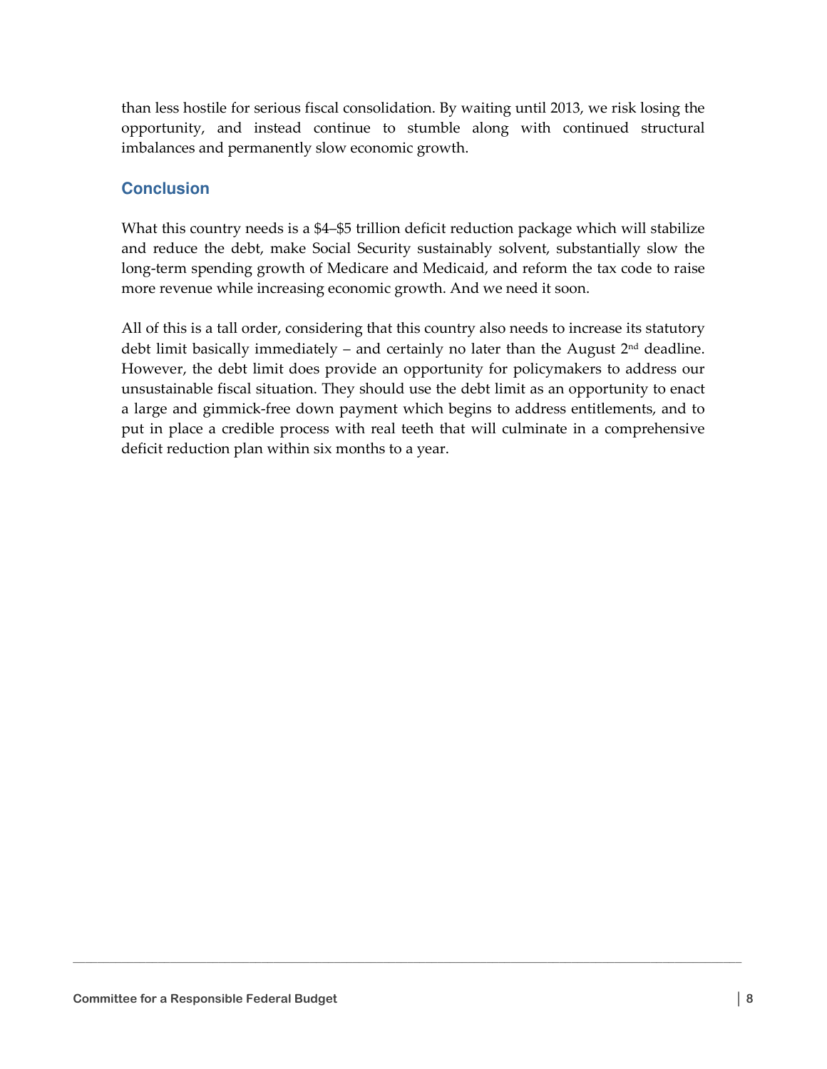than less hostile for serious fiscal consolidation. By waiting until 2013, we risk losing the opportunity, and instead continue to stumble along with continued structural imbalances and permanently slow economic growth.

## Conclusion

What this country needs is a $4–$5 trillion deficit reduction package which will stabilize and reduce the debt, make Social Security sustainably solvent, substantially slow the long-term spending growth of Medicare and Medicaid, and reform the tax code to raise more revenue while increasing economic growth. And we need it soon.

All of this is a tall order, considering that this country also needs to increase its statutory debt limit basically immediately – and certainly no later than the August 2nd deadline. However, the debt limit does provide an opportunity for policymakers to address our unsustainable fiscal situation. They should use the debt limit as an opportunity to enact a large and gimmick-free down payment which begins to address entitlements, and to put in place a credible process with real teeth that will culminate in a comprehensive deficit reduction plan within six months to a year.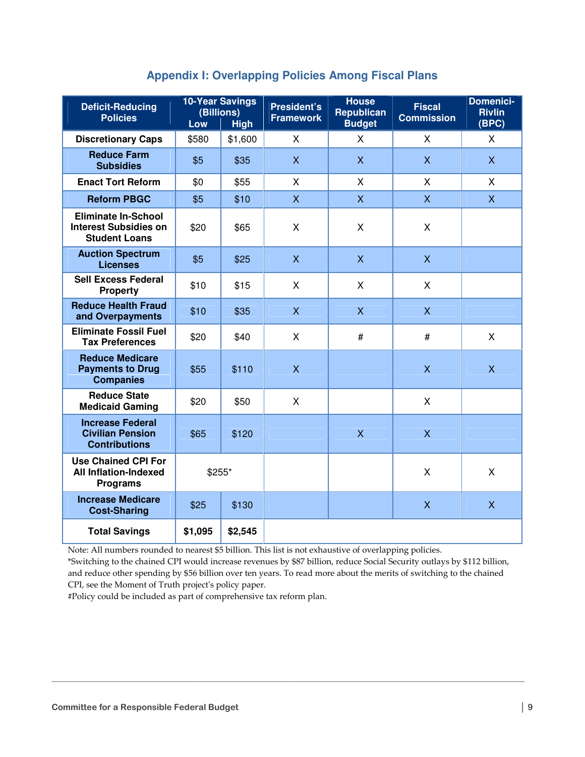## Appendix I: Overlapping Policies Among Fiscal Plans

| Deficit-Reducing Policies | 10-Year Savings (Billions) Low | High | President's Framework | House Republican Budget | Fiscal Commission | Domenici-Rivlin (BPC) |
|---|---|---|---|---|---|---|
| Discretionary Caps | $580 | $1,600 | X | X | X | X |
| Reduce Farm Subsidies | $5 | $35 | X | X | X | X |
| Enact Tort Reform | $0 | $55 | X | X | X | X |
| Reform PBGC | $5 | $10 | X | X | X | X |
| Eliminate In-School Interest Subsidies on Student Loans | $20 | $65 | X | X | X | |
| Auction Spectrum Licenses | $5 | $25 | X | X | X | |
| Sell Excess Federal Property | $10 | $15 | X | X | X | |
| Reduce Health Fraud and Overpayments | $10 | $35 | X | X | X | |
| Eliminate Fossil Fuel Tax Preferences | $20 | $40 | X | # | # | X |
| Reduce Medicare Payments to Drug Companies | $55 | $110 | X | | X | X |
| Reduce State Medicaid Gaming | $20 | $50 | X | | X | |
| Increase Federal Civilian Pension Contributions | $65 | $120 | | X | X | |
| Use Chained CPI For All Inflation-Indexed Programs | $255* | | | | X | X |
| Increase Medicare Cost-Sharing | $25 | $130 | | | X | X |
| **Total Savings** | **$1,095** | **$2,545** | | | | |

Note: All numbers rounded to nearest $5 billion. This list is not exhaustive of overlapping policies.
*Switching to the chained CPI would increase revenues by $87 billion, reduce Social Security outlays by $112 billion, and reduce other spending by $56 billion over ten years. To read more about the merits of switching to the chained CPI, see the Moment of Truth project's policy paper.
#Policy could be included as part of comprehensive tax reform plan.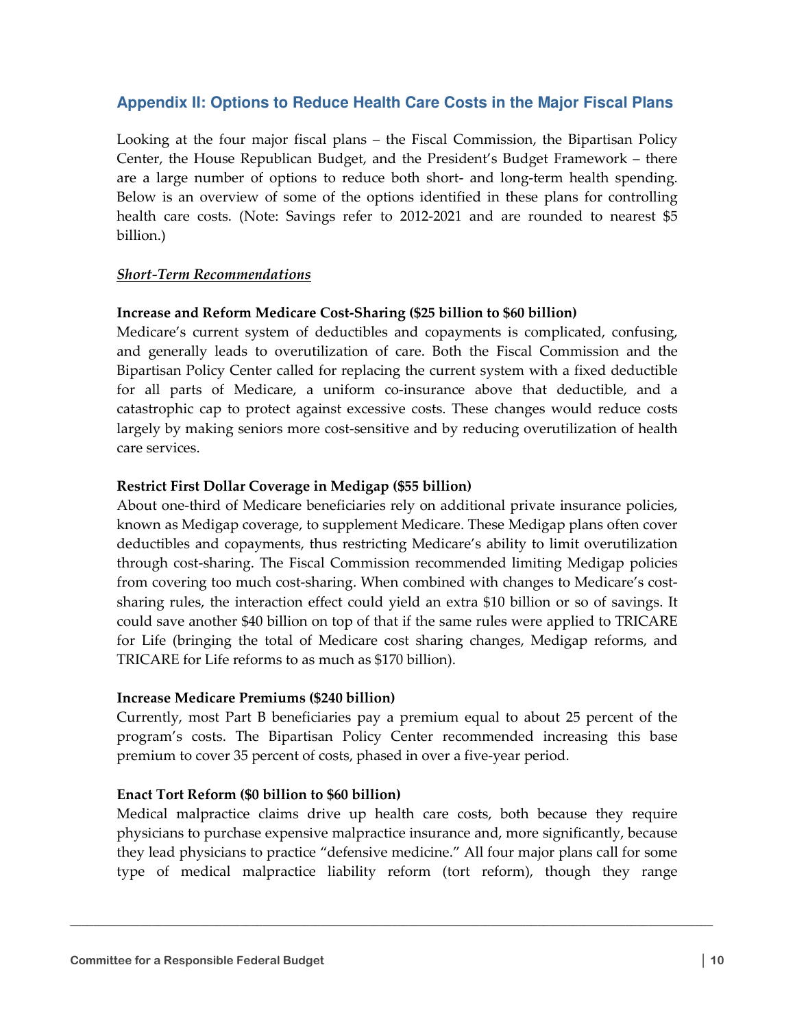## Appendix II: Options to Reduce Health Care Costs in the Major Fiscal Plans

Looking at the four major fiscal plans – the Fiscal Commission, the Bipartisan Policy Center, the House Republican Budget, and the President's Budget Framework – there are a large number of options to reduce both short- and long-term health spending. Below is an overview of some of the options identified in these plans for controlling health care costs. (Note: Savings refer to 2012-2021 and are rounded to nearest $5 billion.)

***Short-Term Recommendations***

**Increase and Reform Medicare Cost-Sharing ($25 billion to $60 billion)**

Medicare's current system of deductibles and copayments is complicated, confusing, and generally leads to overutilization of care. Both the Fiscal Commission and the Bipartisan Policy Center called for replacing the current system with a fixed deductible for all parts of Medicare, a uniform co-insurance above that deductible, and a catastrophic cap to protect against excessive costs. These changes would reduce costs largely by making seniors more cost-sensitive and by reducing overutilization of health care services.

**Restrict First Dollar Coverage in Medigap ($55 billion)**

About one-third of Medicare beneficiaries rely on additional private insurance policies, known as Medigap coverage, to supplement Medicare. These Medigap plans often cover deductibles and copayments, thus restricting Medicare's ability to limit overutilization through cost-sharing. The Fiscal Commission recommended limiting Medigap policies from covering too much cost-sharing. When combined with changes to Medicare's cost-sharing rules, the interaction effect could yield an extra $10 billion or so of savings. It could save another $40 billion on top of that if the same rules were applied to TRICARE for Life (bringing the total of Medicare cost sharing changes, Medigap reforms, and TRICARE for Life reforms to as much as $170 billion).

**Increase Medicare Premiums ($240 billion)**

Currently, most Part B beneficiaries pay a premium equal to about 25 percent of the program's costs. The Bipartisan Policy Center recommended increasing this base premium to cover 35 percent of costs, phased in over a five-year period.

**Enact Tort Reform ($0 billion to $60 billion)**

Medical malpractice claims drive up health care costs, both because they require physicians to purchase expensive malpractice insurance and, more significantly, because they lead physicians to practice "defensive medicine." All four major plans call for some type of medical malpractice liability reform (tort reform), though they range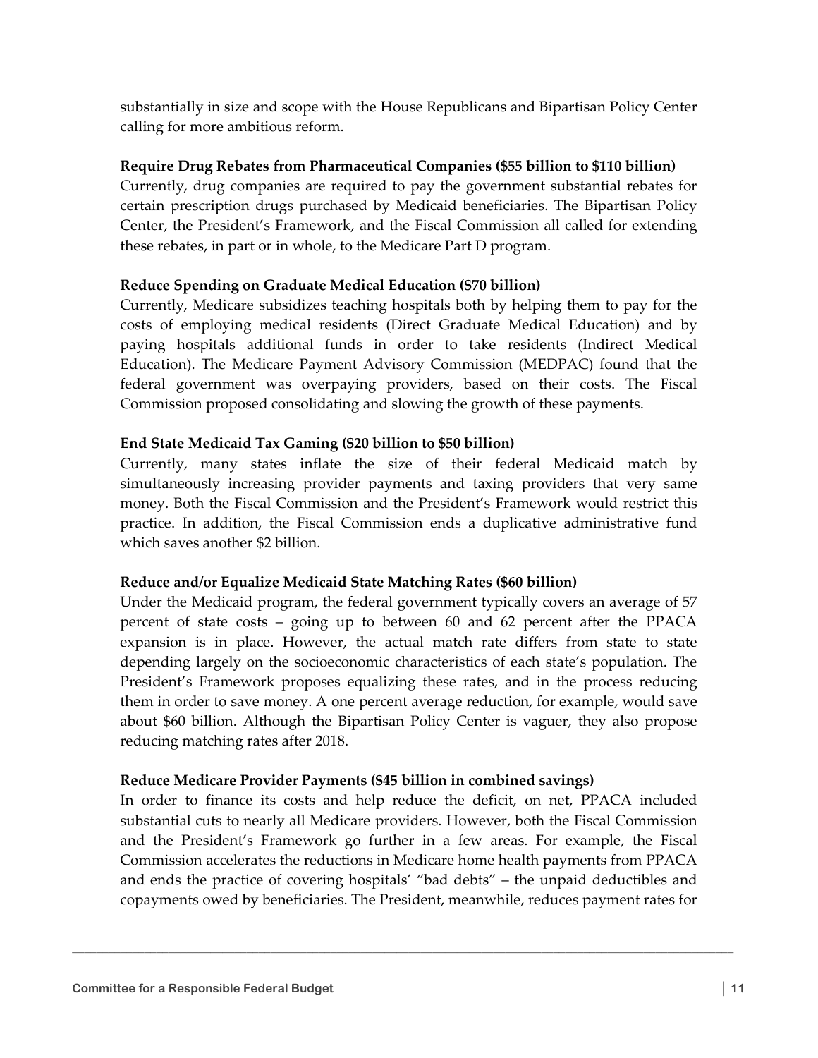substantially in size and scope with the House Republicans and Bipartisan Policy Center calling for more ambitious reform.

**Require Drug Rebates from Pharmaceutical Companies ($55 billion to $110 billion)**
Currently, drug companies are required to pay the government substantial rebates for certain prescription drugs purchased by Medicaid beneficiaries. The Bipartisan Policy Center, the President's Framework, and the Fiscal Commission all called for extending these rebates, in part or in whole, to the Medicare Part D program.

**Reduce Spending on Graduate Medical Education ($70 billion)**
Currently, Medicare subsidizes teaching hospitals both by helping them to pay for the costs of employing medical residents (Direct Graduate Medical Education) and by paying hospitals additional funds in order to take residents (Indirect Medical Education). The Medicare Payment Advisory Commission (MEDPAC) found that the federal government was overpaying providers, based on their costs. The Fiscal Commission proposed consolidating and slowing the growth of these payments.

**End State Medicaid Tax Gaming ($20 billion to $50 billion)**
Currently, many states inflate the size of their federal Medicaid match by simultaneously increasing provider payments and taxing providers that very same money. Both the Fiscal Commission and the President's Framework would restrict this practice. In addition, the Fiscal Commission ends a duplicative administrative fund which saves another $2 billion.

**Reduce and/or Equalize Medicaid State Matching Rates ($60 billion)**
Under the Medicaid program, the federal government typically covers an average of 57 percent of state costs – going up to between 60 and 62 percent after the PPACA expansion is in place. However, the actual match rate differs from state to state depending largely on the socioeconomic characteristics of each state's population. The President's Framework proposes equalizing these rates, and in the process reducing them in order to save money. A one percent average reduction, for example, would save about $60 billion. Although the Bipartisan Policy Center is vaguer, they also propose reducing matching rates after 2018.

**Reduce Medicare Provider Payments ($45 billion in combined savings)**
In order to finance its costs and help reduce the deficit, on net, PPACA included substantial cuts to nearly all Medicare providers. However, both the Fiscal Commission and the President's Framework go further in a few areas. For example, the Fiscal Commission accelerates the reductions in Medicare home health payments from PPACA and ends the practice of covering hospitals' "bad debts" – the unpaid deductibles and copayments owed by beneficiaries. The President, meanwhile, reduces payment rates for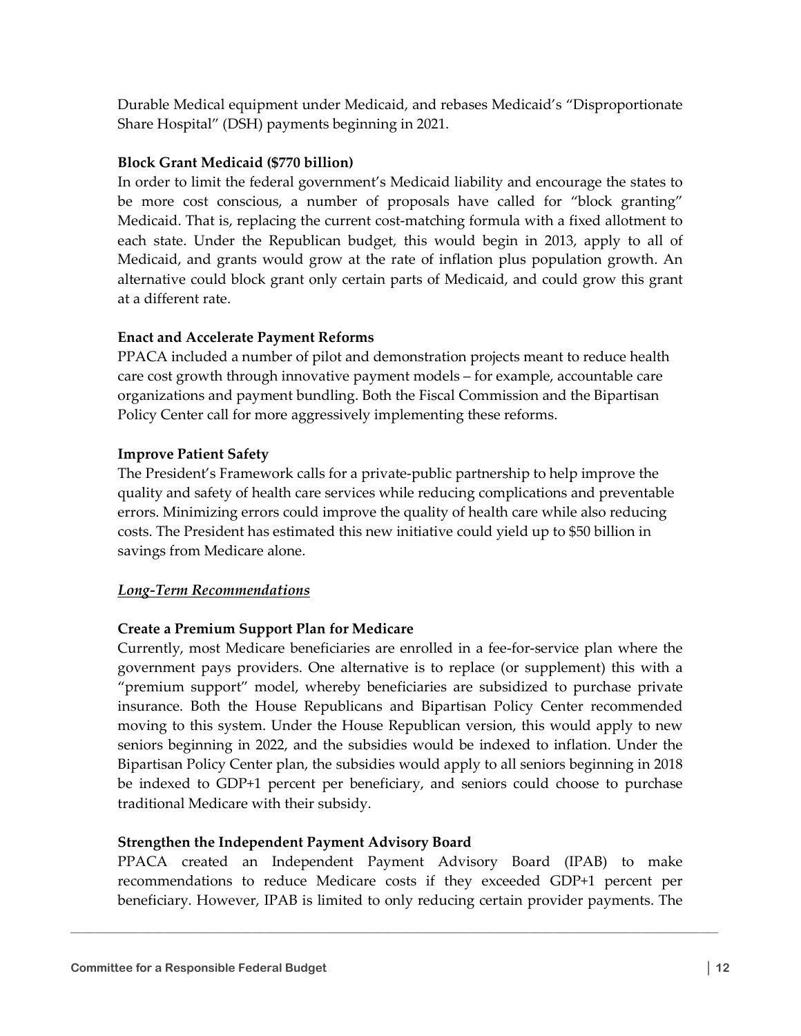Durable Medical equipment under Medicaid, and rebases Medicaid's "Disproportionate Share Hospital" (DSH) payments beginning in 2021.

**Block Grant Medicaid ($770 billion)**

In order to limit the federal government's Medicaid liability and encourage the states to be more cost conscious, a number of proposals have called for "block granting" Medicaid. That is, replacing the current cost-matching formula with a fixed allotment to each state. Under the Republican budget, this would begin in 2013, apply to all of Medicaid, and grants would grow at the rate of inflation plus population growth. An alternative could block grant only certain parts of Medicaid, and could grow this grant at a different rate.

**Enact and Accelerate Payment Reforms**

PPACA included a number of pilot and demonstration projects meant to reduce health care cost growth through innovative payment models – for example, accountable care organizations and payment bundling. Both the Fiscal Commission and the Bipartisan Policy Center call for more aggressively implementing these reforms.

**Improve Patient Safety**

The President's Framework calls for a private-public partnership to help improve the quality and safety of health care services while reducing complications and preventable errors. Minimizing errors could improve the quality of health care while also reducing costs. The President has estimated this new initiative could yield up to $50 billion in savings from Medicare alone.

***Long-Term Recommendations***

**Create a Premium Support Plan for Medicare**

Currently, most Medicare beneficiaries are enrolled in a fee-for-service plan where the government pays providers. One alternative is to replace (or supplement) this with a "premium support" model, whereby beneficiaries are subsidized to purchase private insurance. Both the House Republicans and Bipartisan Policy Center recommended moving to this system. Under the House Republican version, this would apply to new seniors beginning in 2022, and the subsidies would be indexed to inflation. Under the Bipartisan Policy Center plan, the subsidies would apply to all seniors beginning in 2018 be indexed to GDP+1 percent per beneficiary, and seniors could choose to purchase traditional Medicare with their subsidy.

**Strengthen the Independent Payment Advisory Board**

PPACA created an Independent Payment Advisory Board (IPAB) to make recommendations to reduce Medicare costs if they exceeded GDP+1 percent per beneficiary. However, IPAB is limited to only reducing certain provider payments. The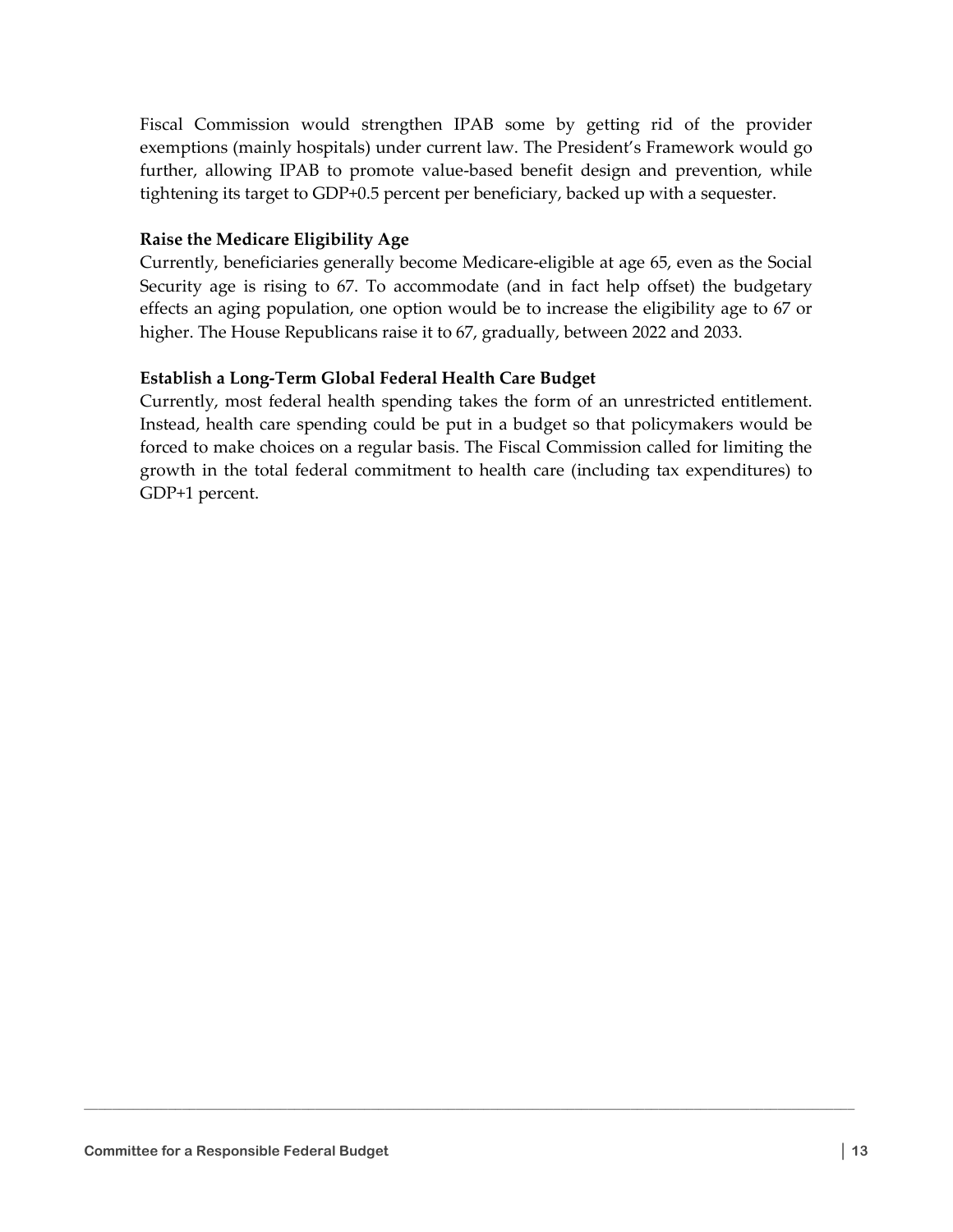Fiscal Commission would strengthen IPAB some by getting rid of the provider exemptions (mainly hospitals) under current law. The President's Framework would go further, allowing IPAB to promote value-based benefit design and prevention, while tightening its target to GDP+0.5 percent per beneficiary, backed up with a sequester.

**Raise the Medicare Eligibility Age**

Currently, beneficiaries generally become Medicare-eligible at age 65, even as the Social Security age is rising to 67. To accommodate (and in fact help offset) the budgetary effects an aging population, one option would be to increase the eligibility age to 67 or higher. The House Republicans raise it to 67, gradually, between 2022 and 2033.

**Establish a Long-Term Global Federal Health Care Budget**

Currently, most federal health spending takes the form of an unrestricted entitlement. Instead, health care spending could be put in a budget so that policymakers would be forced to make choices on a regular basis. The Fiscal Commission called for limiting the growth in the total federal commitment to health care (including tax expenditures) to GDP+1 percent.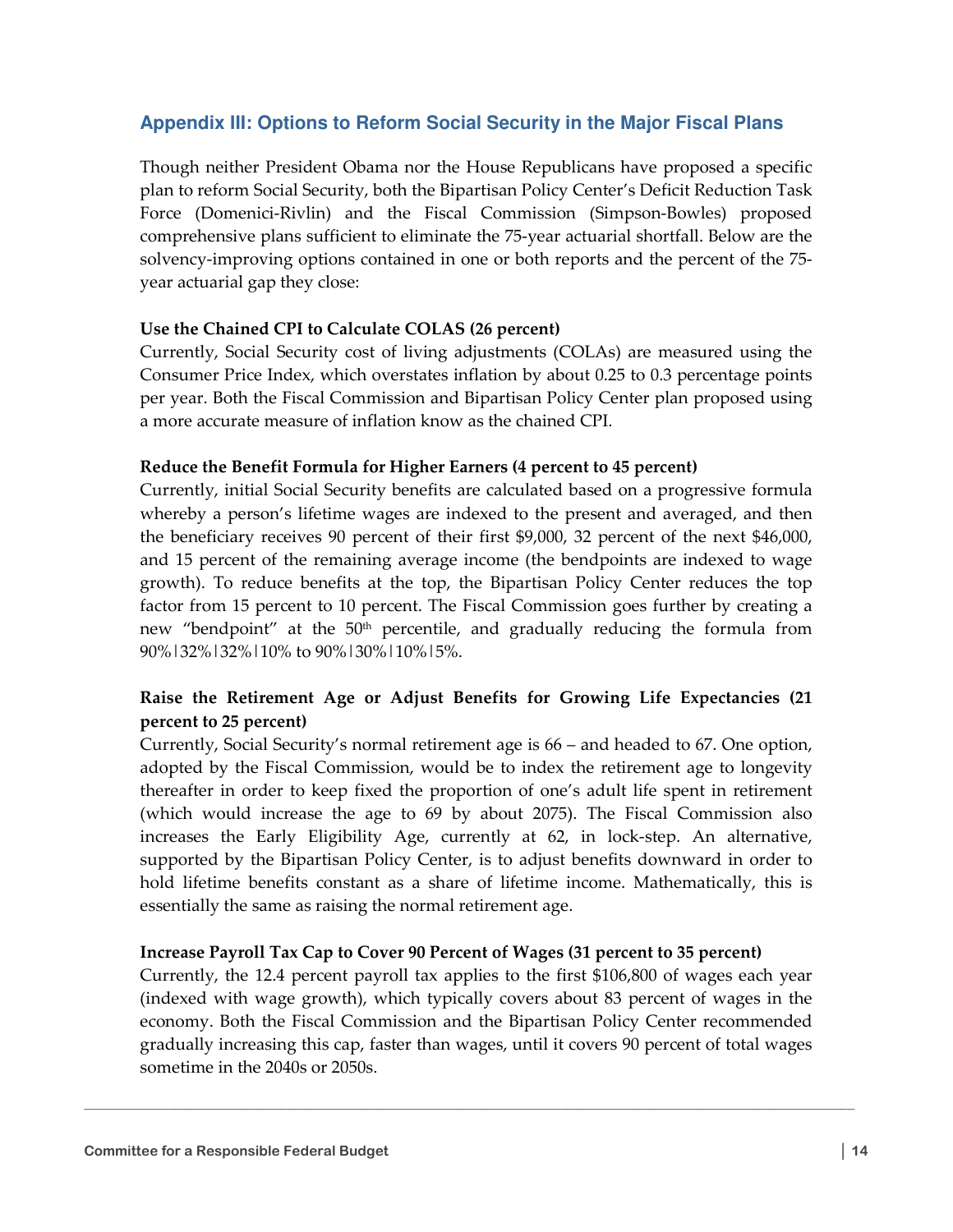## Appendix III: Options to Reform Social Security in the Major Fiscal Plans

Though neither President Obama nor the House Republicans have proposed a specific plan to reform Social Security, both the Bipartisan Policy Center's Deficit Reduction Task Force (Domenici-Rivlin) and the Fiscal Commission (Simpson-Bowles) proposed comprehensive plans sufficient to eliminate the 75-year actuarial shortfall. Below are the solvency-improving options contained in one or both reports and the percent of the 75-year actuarial gap they close:

**Use the Chained CPI to Calculate COLAS (26 percent)**

Currently, Social Security cost of living adjustments (COLAs) are measured using the Consumer Price Index, which overstates inflation by about 0.25 to 0.3 percentage points per year. Both the Fiscal Commission and Bipartisan Policy Center plan proposed using a more accurate measure of inflation know as the chained CPI.

**Reduce the Benefit Formula for Higher Earners (4 percent to 45 percent)**

Currently, initial Social Security benefits are calculated based on a progressive formula whereby a person's lifetime wages are indexed to the present and averaged, and then the beneficiary receives 90 percent of their first $9,000, 32 percent of the next $46,000, and 15 percent of the remaining average income (the bendpoints are indexed to wage growth). To reduce benefits at the top, the Bipartisan Policy Center reduces the top factor from 15 percent to 10 percent. The Fiscal Commission goes further by creating a new "bendpoint" at the 50th percentile, and gradually reducing the formula from 90%|32%|32%|10% to 90%|30%|10%|5%.

**Raise the Retirement Age or Adjust Benefits for Growing Life Expectancies (21 percent to 25 percent)**

Currently, Social Security's normal retirement age is 66 – and headed to 67. One option, adopted by the Fiscal Commission, would be to index the retirement age to longevity thereafter in order to keep fixed the proportion of one's adult life spent in retirement (which would increase the age to 69 by about 2075). The Fiscal Commission also increases the Early Eligibility Age, currently at 62, in lock-step. An alternative, supported by the Bipartisan Policy Center, is to adjust benefits downward in order to hold lifetime benefits constant as a share of lifetime income. Mathematically, this is essentially the same as raising the normal retirement age.

**Increase Payroll Tax Cap to Cover 90 Percent of Wages (31 percent to 35 percent)**

Currently, the 12.4 percent payroll tax applies to the first $106,800 of wages each year (indexed with wage growth), which typically covers about 83 percent of wages in the economy. Both the Fiscal Commission and the Bipartisan Policy Center recommended gradually increasing this cap, faster than wages, until it covers 90 percent of total wages sometime in the 2040s or 2050s.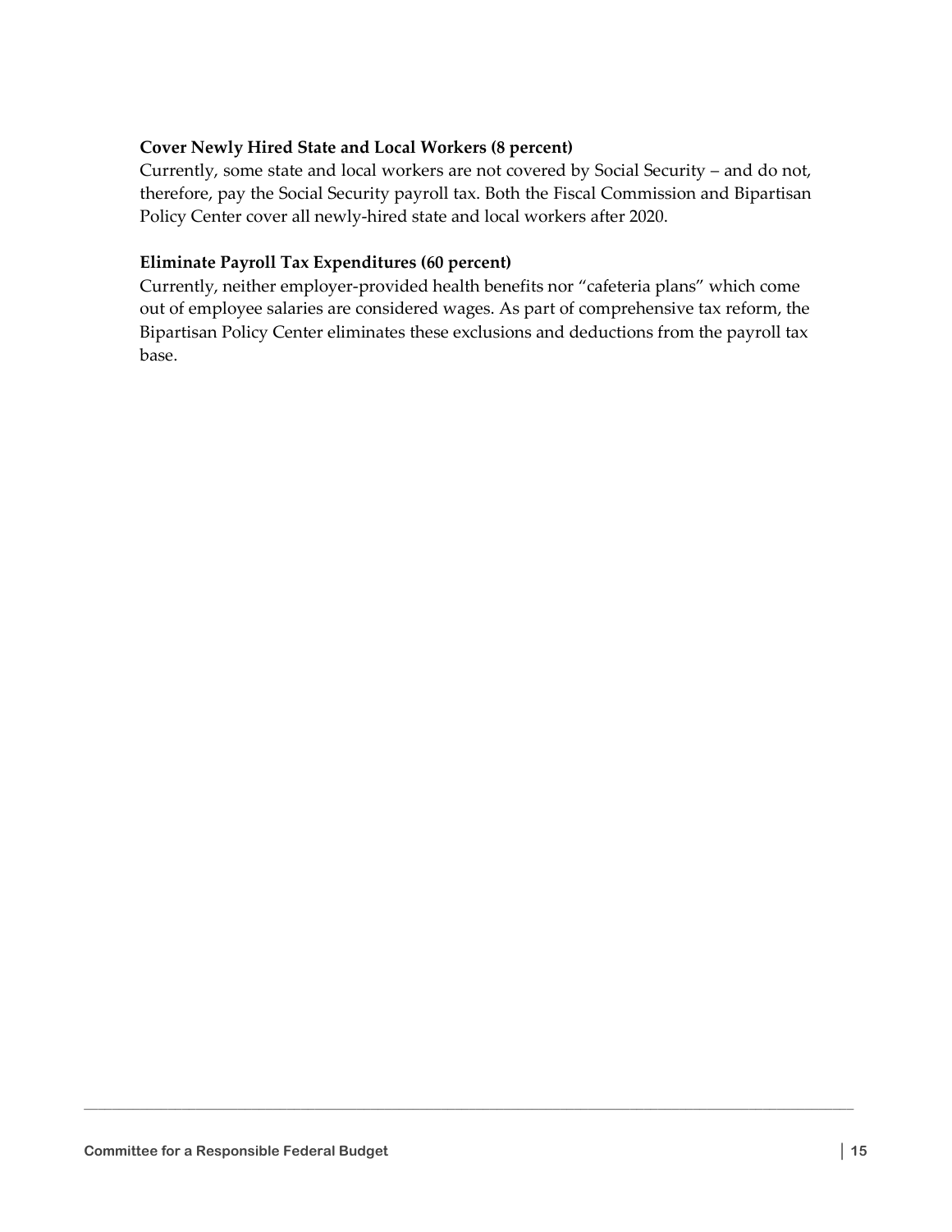**Cover Newly Hired State and Local Workers (8 percent)**

Currently, some state and local workers are not covered by Social Security – and do not, therefore, pay the Social Security payroll tax. Both the Fiscal Commission and Bipartisan Policy Center cover all newly-hired state and local workers after 2020.

**Eliminate Payroll Tax Expenditures (60 percent)**

Currently, neither employer-provided health benefits nor "cafeteria plans" which come out of employee salaries are considered wages. As part of comprehensive tax reform, the Bipartisan Policy Center eliminates these exclusions and deductions from the payroll tax base.